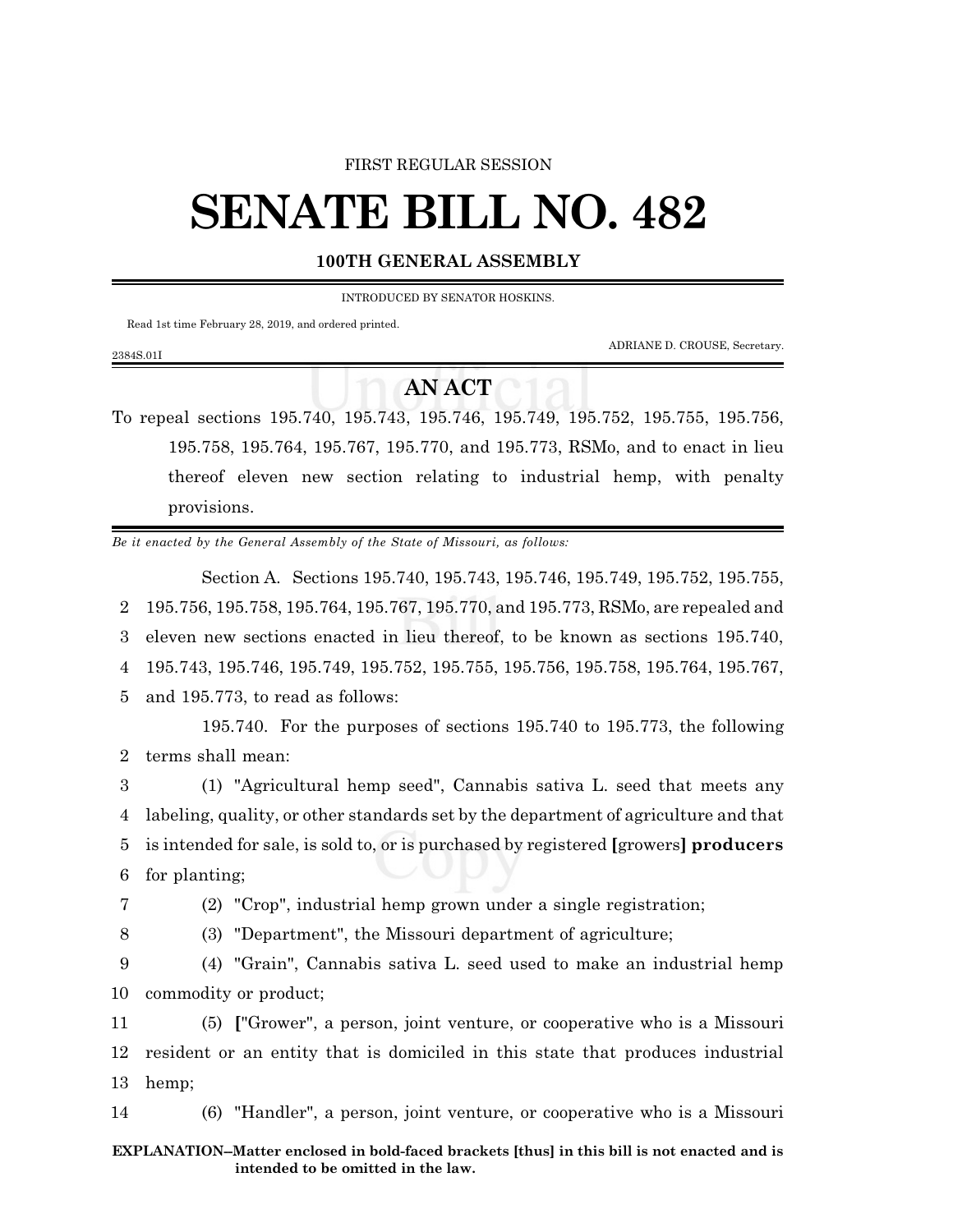FIRST REGULAR SESSION

# SENATE BILL NO. 482

**100TH GENERAL ASSEMBLY**

INTRODUCED BY SENATOR HOSKINS.

Read 1st time February 28, 2019, and ordered printed.

ADRIANE D. CROUSE, Secretary.

2384S.01I

## AN ACT

To repeal sections 195.740, 195.743, 195.746, 195.749, 195.752, 195.755, 195.756, 195.758, 195.764, 195.767, 195.770, and 195.773, RSMo, and to enact in lieu thereof eleven new section relating to industrial hemp, with penalty provisions.

*Be it enacted by the General Assembly of the State of Missouri, as follows:*

Section A. Sections 195.740, 195.743, 195.746, 195.749, 195.752, 195.755, 195.756, 195.758, 195.764, 195.767, 195.770, and 195.773, RSMo, are repealed and eleven new sections enacted in lieu thereof, to be known as sections 195.740, 195.743, 195.746, 195.749, 195.752, 195.755, 195.756, 195.758, 195.764, 195.767, and 195.773, to read as follows:

195.740. For the purposes of sections 195.740 to 195.773, the following terms shall mean:

(1) "Agricultural hemp seed", Cannabis sativa L. seed that meets any labeling, quality, or other standards set by the department of agriculture and that is intended for sale, is sold to, or is purchased by registered **[**growers**]** **producers** for planting;

(2) "Crop", industrial hemp grown under a single registration;

(3) "Department", the Missouri department of agriculture;

(4) "Grain", Cannabis sativa L. seed used to make an industrial hemp commodity or product;

(5) **[**"Grower", a person, joint venture, or cooperative who is a Missouri resident or an entity that is domiciled in this state that produces industrial hemp;

(6) "Handler", a person, joint venture, or cooperative who is a Missouri

**EXPLANATION–Matter enclosed in bold-faced brackets [thus] in this bill is not enacted and is intended to be omitted in the law.**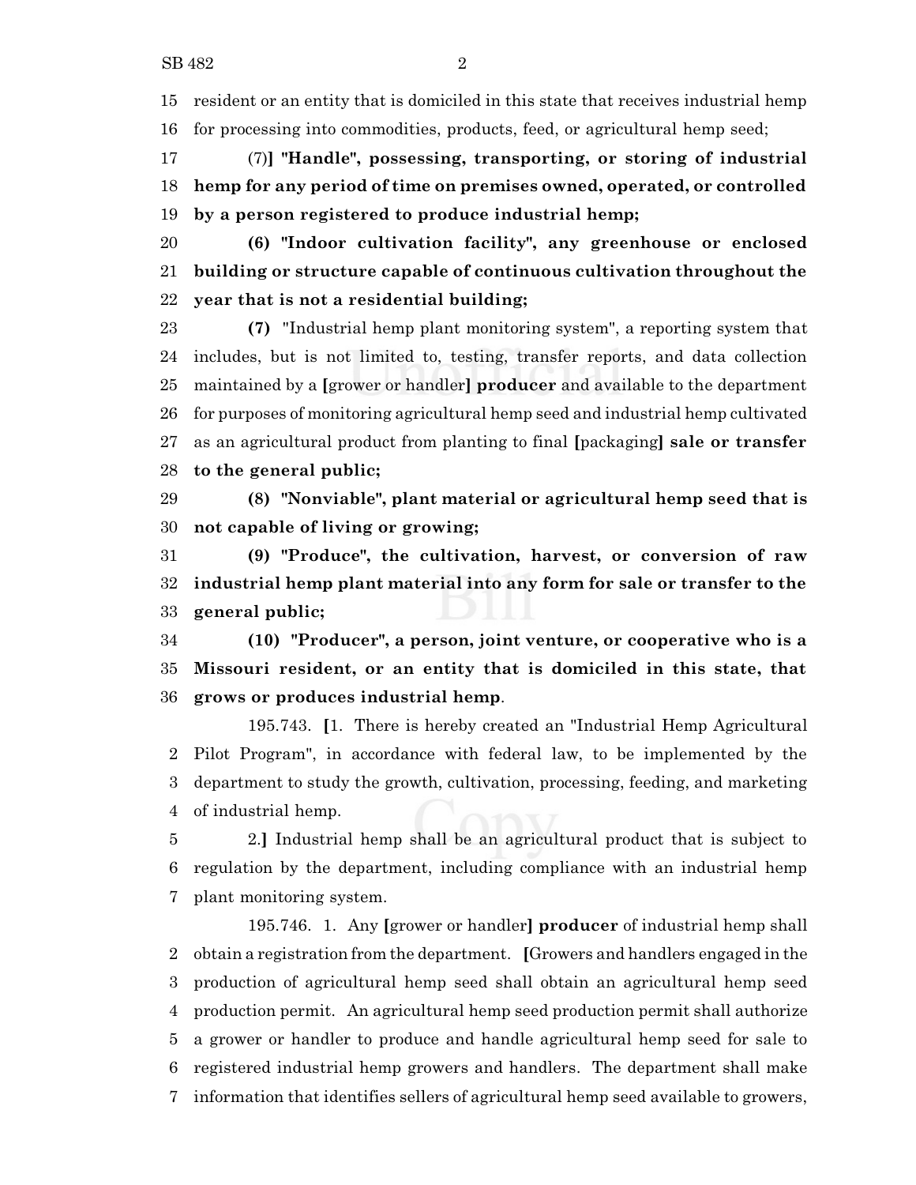resident or an entity that is domiciled in this state that receives industrial hemp for processing into commodities, products, feed, or agricultural hemp seed;

(7)**]** **"Handle", possessing, transporting, or storing of industrial hemp for any period of time on premises owned, operated, or controlled by a person registered to produce industrial hemp;**

**(6) "Indoor cultivation facility", any greenhouse or enclosed building or structure capable of continuous cultivation throughout the year that is not a residential building;**

**(7)** "Industrial hemp plant monitoring system", a reporting system that includes, but is not limited to, testing, transfer reports, and data collection maintained by a **[**grower or handler**]** **producer** and available to the department for purposes of monitoring agricultural hemp seed and industrial hemp cultivated as an agricultural product from planting to final **[**packaging**]** **sale or transfer to the general public;**

**(8) "Nonviable", plant material or agricultural hemp seed that is not capable of living or growing;**

**(9) "Produce", the cultivation, harvest, or conversion of raw industrial hemp plant material into any form for sale or transfer to the general public;**

**(10) "Producer", a person, joint venture, or cooperative who is a Missouri resident, or an entity that is domiciled in this state, that grows or produces industrial hemp**.

195.743. **[**1. There is hereby created an "Industrial Hemp Agricultural Pilot Program", in accordance with federal law, to be implemented by the department to study the growth, cultivation, processing, feeding, and marketing of industrial hemp.

2.**]** Industrial hemp shall be an agricultural product that is subject to regulation by the department, including compliance with an industrial hemp plant monitoring system.

195.746. 1. Any **[**grower or handler**]** **producer** of industrial hemp shall obtain a registration from the department. **[**Growers and handlers engaged in the production of agricultural hemp seed shall obtain an agricultural hemp seed production permit. An agricultural hemp seed production permit shall authorize a grower or handler to produce and handle agricultural hemp seed for sale to registered industrial hemp growers and handlers. The department shall make information that identifies sellers of agricultural hemp seed available to growers,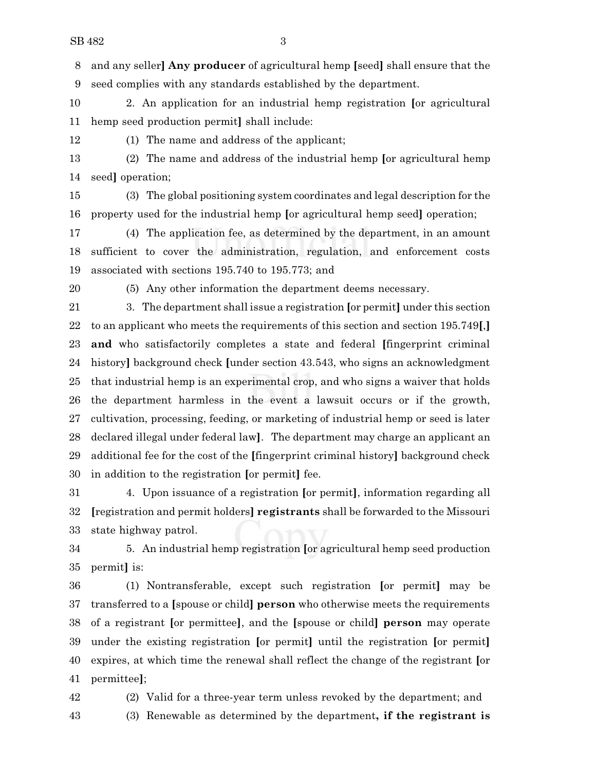and any seller] **Any producer** of agricultural hemp [seed] shall ensure that the seed complies with any standards established by the department.

2. An application for an industrial hemp registration [or agricultural hemp seed production permit] shall include:

(1) The name and address of the applicant;

(2) The name and address of the industrial hemp [or agricultural hemp seed] operation;

(3) The global positioning system coordinates and legal description for the property used for the industrial hemp [or agricultural hemp seed] operation;

(4) The application fee, as determined by the department, in an amount sufficient to cover the administration, regulation, and enforcement costs associated with sections 195.740 to 195.773; and

(5) Any other information the department deems necessary.

3. The department shall issue a registration [or permit] under this section to an applicant who meets the requirements of this section and section 195.749[,] **and** who satisfactorily completes a state and federal [fingerprint criminal history] background check [under section 43.543, who signs an acknowledgment that industrial hemp is an experimental crop, and who signs a waiver that holds the department harmless in the event a lawsuit occurs or if the growth, cultivation, processing, feeding, or marketing of industrial hemp or seed is later declared illegal under federal law]. The department may charge an applicant an additional fee for the cost of the [fingerprint criminal history] background check in addition to the registration [or permit] fee.

4. Upon issuance of a registration [or permit], information regarding all [registration and permit holders] **registrants** shall be forwarded to the Missouri state highway patrol.

5. An industrial hemp registration [or agricultural hemp seed production permit] is:

(1) Nontransferable, except such registration [or permit] may be transferred to a [spouse or child] **person** who otherwise meets the requirements of a registrant [or permittee], and the [spouse or child] **person** may operate under the existing registration [or permit] until the registration [or permit] expires, at which time the renewal shall reflect the change of the registrant [or permittee];

(2) Valid for a three-year term unless revoked by the department; and

(3) Renewable as determined by the department**, if the registrant is**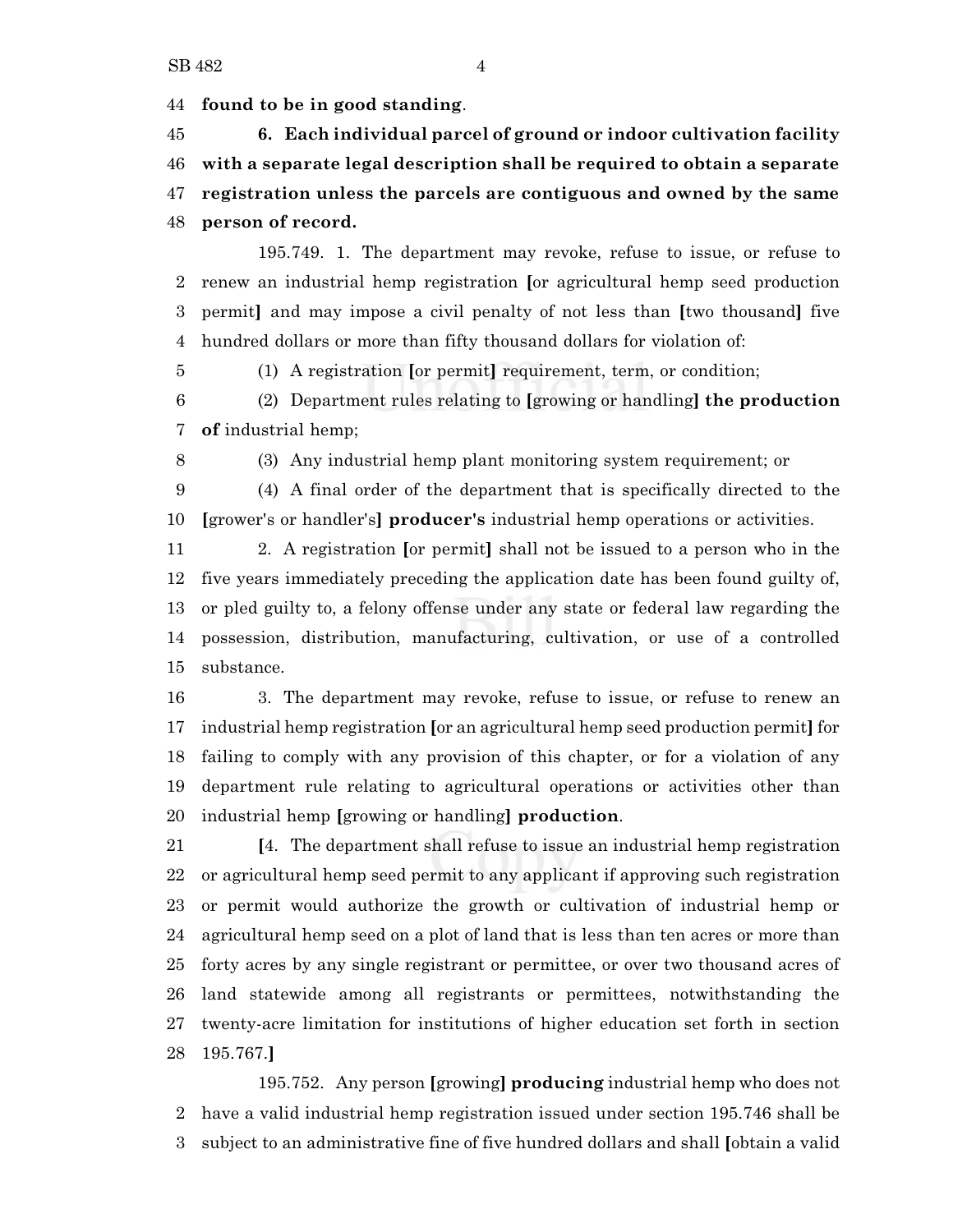**found to be in good standing**.

**6. Each individual parcel of ground or indoor cultivation facility with a separate legal description shall be required to obtain a separate registration unless the parcels are contiguous and owned by the same person of record.**

195.749. 1. The department may revoke, refuse to issue, or refuse to renew an industrial hemp registration [or agricultural hemp seed production permit] and may impose a civil penalty of not less than [two thousand] five hundred dollars or more than fifty thousand dollars for violation of:

(1) A registration [or permit] requirement, term, or condition;

(2) Department rules relating to [growing or handling] **the production of** industrial hemp;

(3) Any industrial hemp plant monitoring system requirement; or

(4) A final order of the department that is specifically directed to the [grower's or handler's] **producer's** industrial hemp operations or activities.

2. A registration [or permit] shall not be issued to a person who in the five years immediately preceding the application date has been found guilty of, or pled guilty to, a felony offense under any state or federal law regarding the possession, distribution, manufacturing, cultivation, or use of a controlled substance.

3. The department may revoke, refuse to issue, or refuse to renew an industrial hemp registration [or an agricultural hemp seed production permit] for failing to comply with any provision of this chapter, or for a violation of any department rule relating to agricultural operations or activities other than industrial hemp [growing or handling] **production**.

[4. The department shall refuse to issue an industrial hemp registration or agricultural hemp seed permit to any applicant if approving such registration or permit would authorize the growth or cultivation of industrial hemp or agricultural hemp seed on a plot of land that is less than ten acres or more than forty acres by any single registrant or permittee, or over two thousand acres of land statewide among all registrants or permittees, notwithstanding the twenty-acre limitation for institutions of higher education set forth in section 195.767.]

195.752. Any person [growing] **producing** industrial hemp who does not have a valid industrial hemp registration issued under section 195.746 shall be subject to an administrative fine of five hundred dollars and shall [obtain a valid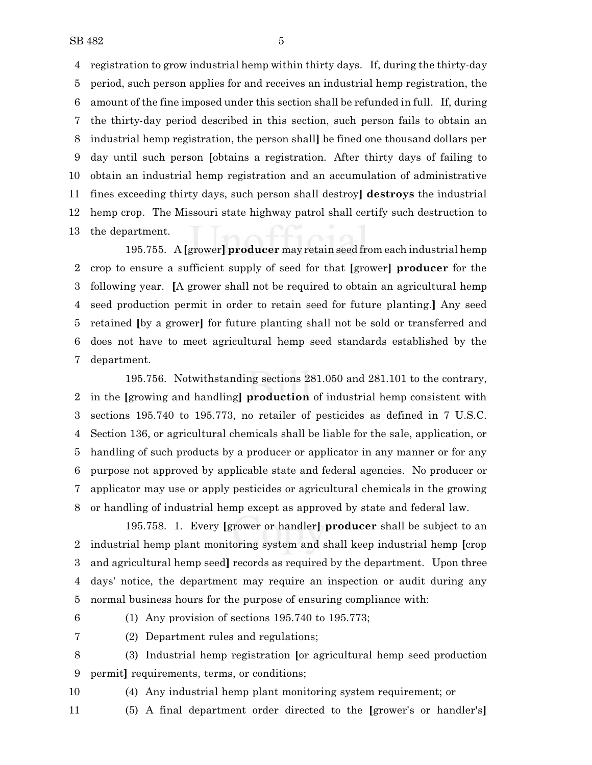registration to grow industrial hemp within thirty days. If, during the thirty-day period, such person applies for and receives an industrial hemp registration, the amount of the fine imposed under this section shall be refunded in full. If, during the thirty-day period described in this section, such person fails to obtain an industrial hemp registration, the person shall] be fined one thousand dollars per day until such person [obtains a registration. After thirty days of failing to obtain an industrial hemp registration and an accumulation of administrative fines exceeding thirty days, such person shall destroy] **destroys** the industrial hemp crop. The Missouri state highway patrol shall certify such destruction to the department.

195.755. A [grower] **producer** may retain seed from each industrial hemp crop to ensure a sufficient supply of seed for that [grower] **producer** for the following year. [A grower shall not be required to obtain an agricultural hemp seed production permit in order to retain seed for future planting.] Any seed retained [by a grower] for future planting shall not be sold or transferred and does not have to meet agricultural hemp seed standards established by the department.

195.756. Notwithstanding sections 281.050 and 281.101 to the contrary, in the [growing and handling] **production** of industrial hemp consistent with sections 195.740 to 195.773, no retailer of pesticides as defined in 7 U.S.C. Section 136, or agricultural chemicals shall be liable for the sale, application, or handling of such products by a producer or applicator in any manner or for any purpose not approved by applicable state and federal agencies. No producer or applicator may use or apply pesticides or agricultural chemicals in the growing or handling of industrial hemp except as approved by state and federal law.

195.758. 1. Every [grower or handler] **producer** shall be subject to an industrial hemp plant monitoring system and shall keep industrial hemp [crop and agricultural hemp seed] records as required by the department. Upon three days' notice, the department may require an inspection or audit during any normal business hours for the purpose of ensuring compliance with:

(1) Any provision of sections 195.740 to 195.773;

(2) Department rules and regulations;

(3) Industrial hemp registration [or agricultural hemp seed production permit] requirements, terms, or conditions;

(4) Any industrial hemp plant monitoring system requirement; or

(5) A final department order directed to the [grower's or handler's]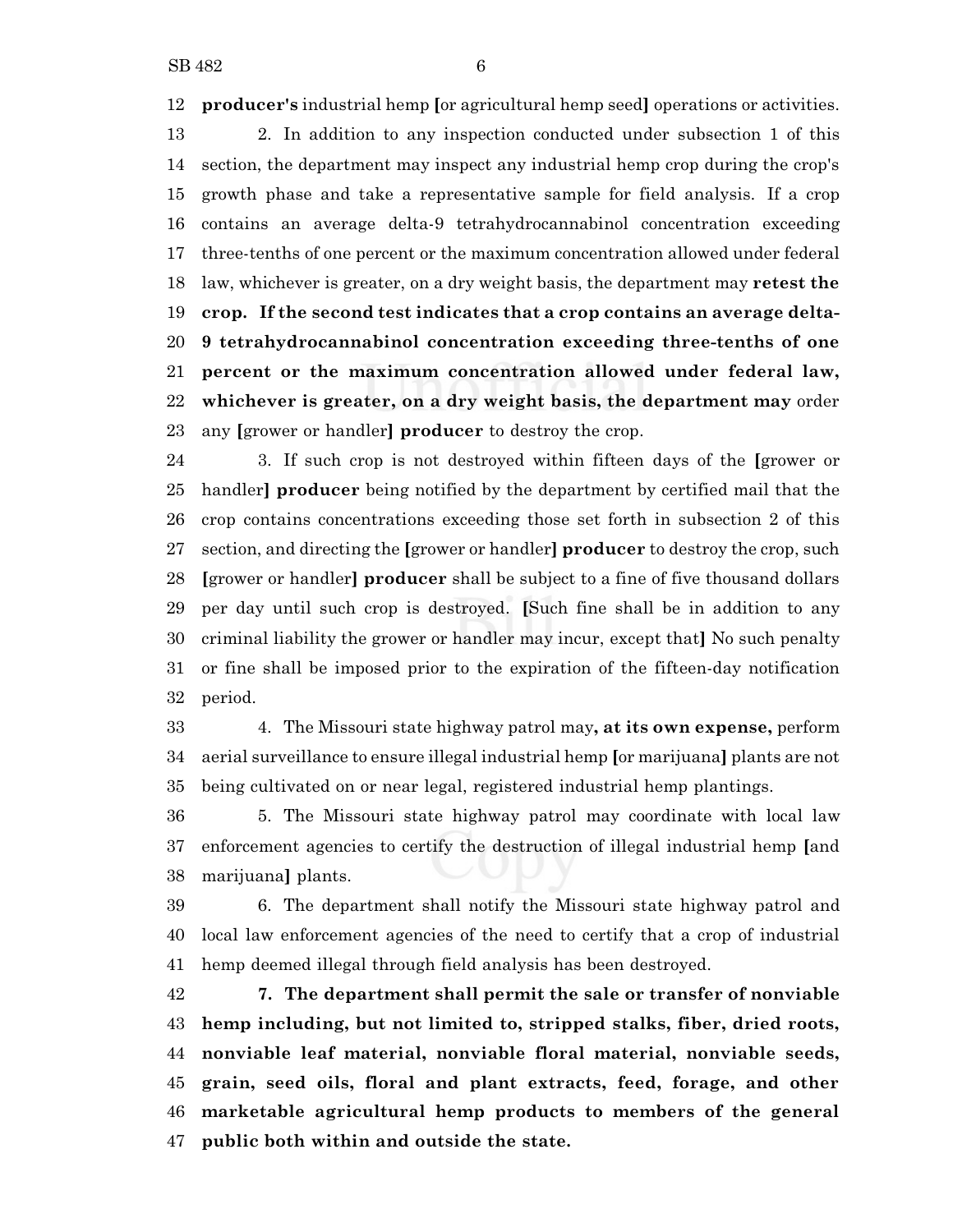**producer's** industrial hemp [or agricultural hemp seed] operations or activities.

2. In addition to any inspection conducted under subsection 1 of this section, the department may inspect any industrial hemp crop during the crop's growth phase and take a representative sample for field analysis. If a crop contains an average delta-9 tetrahydrocannabinol concentration exceeding three-tenths of one percent or the maximum concentration allowed under federal law, whichever is greater, on a dry weight basis, the department may **retest the crop. If the second test indicates that a crop contains an average delta-9 tetrahydrocannabinol concentration exceeding three-tenths of one percent or the maximum concentration allowed under federal law, whichever is greater, on a dry weight basis, the department may** order any [grower or handler] **producer** to destroy the crop.

3. If such crop is not destroyed within fifteen days of the [grower or handler] **producer** being notified by the department by certified mail that the crop contains concentrations exceeding those set forth in subsection 2 of this section, and directing the [grower or handler] **producer** to destroy the crop, such [grower or handler] **producer** shall be subject to a fine of five thousand dollars per day until such crop is destroyed. [Such fine shall be in addition to any criminal liability the grower or handler may incur, except that] No such penalty or fine shall be imposed prior to the expiration of the fifteen-day notification period.

4. The Missouri state highway patrol may**, at its own expense,** perform aerial surveillance to ensure illegal industrial hemp [or marijuana] plants are not being cultivated on or near legal, registered industrial hemp plantings.

5. The Missouri state highway patrol may coordinate with local law enforcement agencies to certify the destruction of illegal industrial hemp [and marijuana] plants.

6. The department shall notify the Missouri state highway patrol and local law enforcement agencies of the need to certify that a crop of industrial hemp deemed illegal through field analysis has been destroyed.

**7. The department shall permit the sale or transfer of nonviable hemp including, but not limited to, stripped stalks, fiber, dried roots, nonviable leaf material, nonviable floral material, nonviable seeds, grain, seed oils, floral and plant extracts, feed, forage, and other marketable agricultural hemp products to members of the general public both within and outside the state.**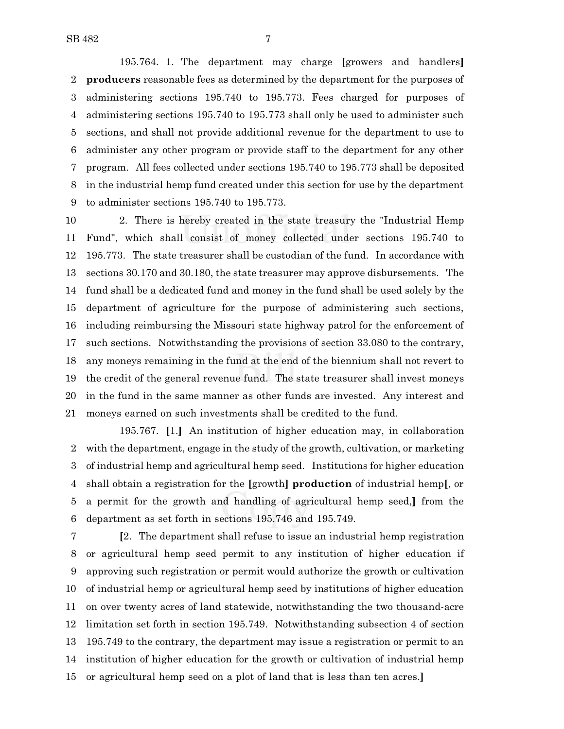195.764. 1. The department may charge **[**growers and handlers**]** **producers** reasonable fees as determined by the department for the purposes of administering sections 195.740 to 195.773. Fees charged for purposes of administering sections 195.740 to 195.773 shall only be used to administer such sections, and shall not provide additional revenue for the department to use to administer any other program or provide staff to the department for any other program. All fees collected under sections 195.740 to 195.773 shall be deposited in the industrial hemp fund created under this section for use by the department to administer sections 195.740 to 195.773.

2. There is hereby created in the state treasury the "Industrial Hemp Fund", which shall consist of money collected under sections 195.740 to 195.773. The state treasurer shall be custodian of the fund. In accordance with sections 30.170 and 30.180, the state treasurer may approve disbursements. The fund shall be a dedicated fund and money in the fund shall be used solely by the department of agriculture for the purpose of administering such sections, including reimbursing the Missouri state highway patrol for the enforcement of such sections. Notwithstanding the provisions of section 33.080 to the contrary, any moneys remaining in the fund at the end of the biennium shall not revert to the credit of the general revenue fund. The state treasurer shall invest moneys in the fund in the same manner as other funds are invested. Any interest and moneys earned on such investments shall be credited to the fund.

195.767. **[**1.**]** An institution of higher education may, in collaboration with the department, engage in the study of the growth, cultivation, or marketing of industrial hemp and agricultural hemp seed. Institutions for higher education shall obtain a registration for the **[**growth**]** **production** of industrial hemp**[**, or a permit for the growth and handling of agricultural hemp seed,**]** from the department as set forth in sections 195.746 and 195.749.

**[**2. The department shall refuse to issue an industrial hemp registration or agricultural hemp seed permit to any institution of higher education if approving such registration or permit would authorize the growth or cultivation of industrial hemp or agricultural hemp seed by institutions of higher education on over twenty acres of land statewide, notwithstanding the two thousand-acre limitation set forth in section 195.749. Notwithstanding subsection 4 of section 195.749 to the contrary, the department may issue a registration or permit to an institution of higher education for the growth or cultivation of industrial hemp or agricultural hemp seed on a plot of land that is less than ten acres.**]**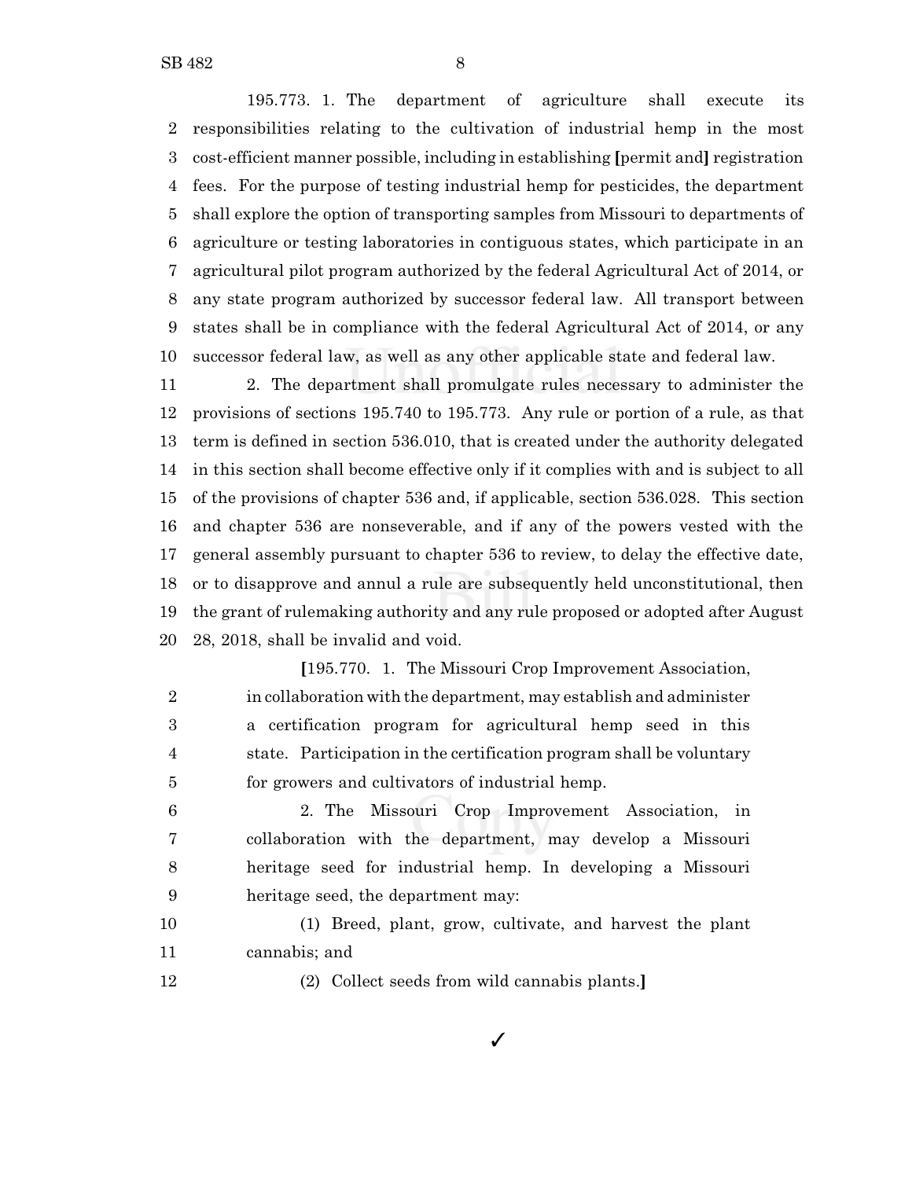195.773. 1. The department of agriculture shall execute its responsibilities relating to the cultivation of industrial hemp in the most cost-efficient manner possible, including in establishing **[**permit and**]** registration fees. For the purpose of testing industrial hemp for pesticides, the department shall explore the option of transporting samples from Missouri to departments of agriculture or testing laboratories in contiguous states, which participate in an agricultural pilot program authorized by the federal Agricultural Act of 2014, or any state program authorized by successor federal law. All transport between states shall be in compliance with the federal Agricultural Act of 2014, or any successor federal law, as well as any other applicable state and federal law.

2. The department shall promulgate rules necessary to administer the provisions of sections 195.740 to 195.773. Any rule or portion of a rule, as that term is defined in section 536.010, that is created under the authority delegated in this section shall become effective only if it complies with and is subject to all of the provisions of chapter 536 and, if applicable, section 536.028. This section and chapter 536 are nonseverable, and if any of the powers vested with the general assembly pursuant to chapter 536 to review, to delay the effective date, or to disapprove and annul a rule are subsequently held unconstitutional, then the grant of rulemaking authority and any rule proposed or adopted after August 28, 2018, shall be invalid and void.

> **[**195.770. 1. The Missouri Crop Improvement Association, in collaboration with the department, may establish and administer a certification program for agricultural hemp seed in this state. Participation in the certification program shall be voluntary for growers and cultivators of industrial hemp.
>
> 2. The Missouri Crop Improvement Association, in collaboration with the department, may develop a Missouri heritage seed for industrial hemp. In developing a Missouri heritage seed, the department may:
>
> (1) Breed, plant, grow, cultivate, and harvest the plant cannabis; and
>
> (2) Collect seeds from wild cannabis plants.**]**

✓